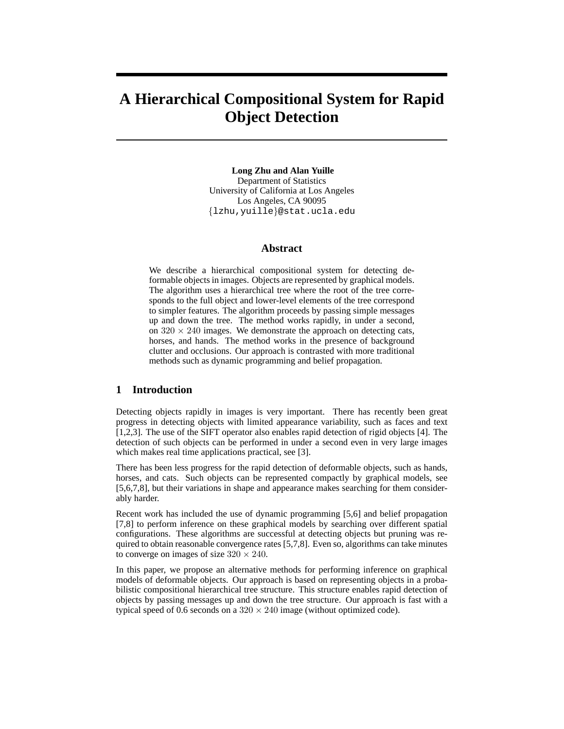# A Hierarchical Compositional System for Rapid Object Detection

**Long Zhu and Alan Yuille**
Department of Statistics
University of California at Los Angeles
Los Angeles, CA 90095
{lzhu,yuille}@stat.ucla.edu

## Abstract

We describe a hierarchical compositional system for detecting deformable objects in images. Objects are represented by graphical models. The algorithm uses a hierarchical tree where the root of the tree corresponds to the full object and lower-level elements of the tree correspond to simpler features. The algorithm proceeds by passing simple messages up and down the tree. The method works rapidly, in under a second, on $320 \times 240$ images. We demonstrate the approach on detecting cats, horses, and hands. The method works in the presence of background clutter and occlusions. Our approach is contrasted with more traditional methods such as dynamic programming and belief propagation.

## 1 Introduction

Detecting objects rapidly in images is very important. There has recently been great progress in detecting objects with limited appearance variability, such as faces and text [1,2,3]. The use of the SIFT operator also enables rapid detection of rigid objects [4]. The detection of such objects can be performed in under a second even in very large images which makes real time applications practical, see [3].

There has been less progress for the rapid detection of deformable objects, such as hands, horses, and cats. Such objects can be represented compactly by graphical models, see [5,6,7,8], but their variations in shape and appearance makes searching for them considerably harder.

Recent work has included the use of dynamic programming [5,6] and belief propagation [7,8] to perform inference on these graphical models by searching over different spatial configurations. These algorithms are successful at detecting objects but pruning was required to obtain reasonable convergence rates [5,7,8]. Even so, algorithms can take minutes to converge on images of size $320 \times 240$.

In this paper, we propose an alternative methods for performing inference on graphical models of deformable objects. Our approach is based on representing objects in a probabilistic compositional hierarchical tree structure. This structure enables rapid detection of objects by passing messages up and down the tree structure. Our approach is fast with a typical speed of 0.6 seconds on a $320 \times 240$ image (without optimized code).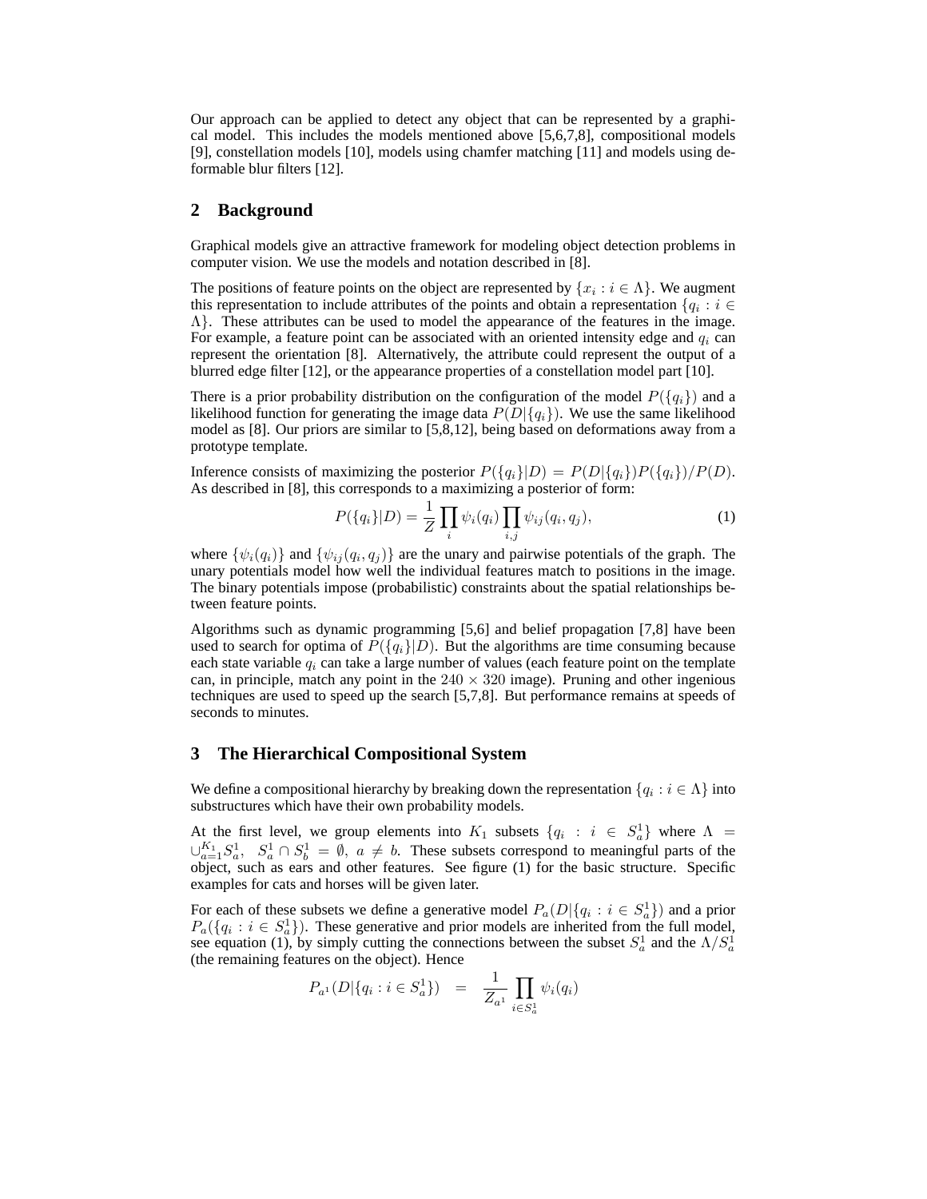Our approach can be applied to detect any object that can be represented by a graphical model. This includes the models mentioned above [5,6,7,8], compositional models [9], constellation models [10], models using chamfer matching [11] and models using deformable blur filters [12].

## 2 Background

Graphical models give an attractive framework for modeling object detection problems in computer vision. We use the models and notation described in [8].

The positions of feature points on the object are represented by $\{x_i : i \in \Lambda\}$. We augment this representation to include attributes of the points and obtain a representation $\{q_i : i \in \Lambda\}$. These attributes can be used to model the appearance of the features in the image. For example, a feature point can be associated with an oriented intensity edge and $q_i$ can represent the orientation [8]. Alternatively, the attribute could represent the output of a blurred edge filter [12], or the appearance properties of a constellation model part [10].

There is a prior probability distribution on the configuration of the model $P(\{q_i\})$ and a likelihood function for generating the image data $P(D|\{q_i\})$. We use the same likelihood model as [8]. Our priors are similar to [5,8,12], being based on deformations away from a prototype template.

Inference consists of maximizing the posterior $P(\{q_i\}|D) = P(D|\{q_i\})P(\{q_i\})/P(D)$. As described in [8], this corresponds to a maximizing a posterior of form:

$$P(\{q_i\}|D) = \frac{1}{Z} \prod_i \psi_i(q_i) \prod_{i,j} \psi_{ij}(q_i, q_j), \tag{1}$$

where $\{\psi_i(q_i)\}$ and $\{\psi_{ij}(q_i, q_j)\}$ are the unary and pairwise potentials of the graph. The unary potentials model how well the individual features match to positions in the image. The binary potentials impose (probabilistic) constraints about the spatial relationships between feature points.

Algorithms such as dynamic programming [5,6] and belief propagation [7,8] have been used to search for optima of $P(\{q_i\}|D)$. But the algorithms are time consuming because each state variable $q_i$ can take a large number of values (each feature point on the template can, in principle, match any point in the $240 \times 320$ image). Pruning and other ingenious techniques are used to speed up the search [5,7,8]. But performance remains at speeds of seconds to minutes.

## 3 The Hierarchical Compositional System

We define a compositional hierarchy by breaking down the representation $\{q_i : i \in \Lambda\}$ into substructures which have their own probability models.

At the first level, we group elements into $K_1$ subsets $\{q_i : i \in S_a^1\}$ where $\Lambda = \cup_{a=1}^{K_1} S_a^1, \; S_a^1 \cap S_b^1 = \emptyset, \; a \neq b$. These subsets correspond to meaningful parts of the object, such as ears and other features. See figure (1) for the basic structure. Specific examples for cats and horses will be given later.

For each of these subsets we define a generative model $P_a(D|\{q_i : i \in S_a^1\})$ and a prior $P_a(\{q_i : i \in S_a^1\})$. These generative and prior models are inherited from the full model, see equation (1), by simply cutting the connections between the subset $S_a^1$ and the $\Lambda / S_a^1$ (the remaining features on the object). Hence

$$P_{a^1}(D|\{q_i : i \in S_a^1\}) = \frac{1}{Z_{a^1}} \prod_{i \in S_a^1} \psi_i(q_i)$$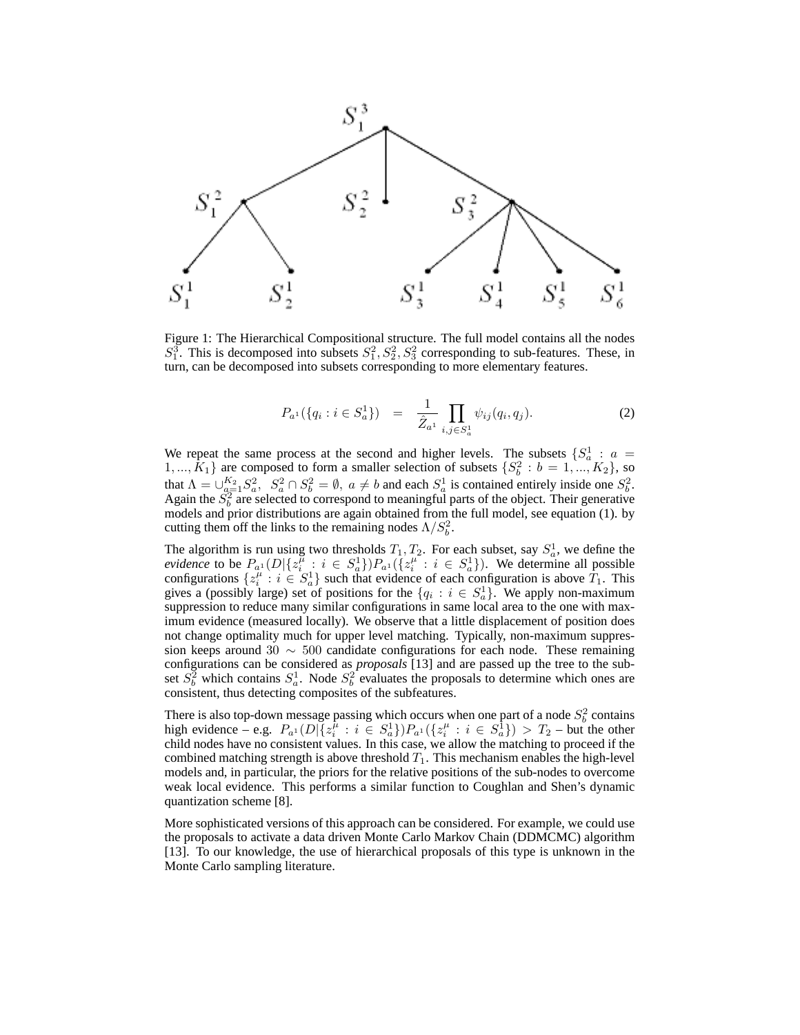Figure 1: The Hierarchical Compositional structure. The full model contains all the nodes $S_1^3$. This is decomposed into subsets $S_1^2, S_2^2, S_3^2$ corresponding to sub-features. These, in turn, can be decomposed into subsets corresponding to more elementary features.

$$P_{a^1}(\{q_i : i \in S_a^1\}) = \frac{1}{\hat{Z}_{a^1}} \prod_{i,j \in S_a^1} \psi_{ij}(q_i, q_j). \tag{2}$$

We repeat the same process at the second and higher levels. The subsets $\{S_a^1 : a = 1, ..., K_1\}$ are composed to form a smaller selection of subsets $\{S_b^2 : b = 1, ..., K_2\}$, so that $\Lambda = \cup_{a=1}^{K_2} S_a^2, \;\; S_a^2 \cap S_b^2 = \emptyset, \; a \neq b$ and each $S_a^1$ is contained entirely inside one $S_b^2$. Again the $S_b^2$ are selected to correspond to meaningful parts of the object. Their generative models and prior distributions are again obtained from the full model, see equation (1). by cutting them off the links to the remaining nodes $\Lambda / S_b^2$.

The algorithm is run using two thresholds $T_1, T_2$. For each subset, say $S_a^1$, we define the *evidence* to be $P_{a^1}(D|\{z_i^\mu : i \in S_a^1\}) P_{a^1}(\{z_i^\mu : i \in S_a^1\})$. We determine all possible configurations $\{z_i^\mu : i \in S_a^1\}$ such that evidence of each configuration is above $T_1$. This gives a (possibly large) set of positions for the $\{q_i : i \in S_a^1\}$. We apply non-maximum suppression to reduce many similar configurations in same local area to the one with maximum evidence (measured locally). We observe that a little displacement of position does not change optimality much for upper level matching. Typically, non-maximum suppression keeps around $30 \sim 500$ candidate configurations for each node. These remaining configurations can be considered as *proposals* [13] and are passed up the tree to the subset $S_b^2$ which contains $S_a^1$. Node $S_b^2$ evaluates the proposals to determine which ones are consistent, thus detecting composites of the subfeatures.

There is also top-down message passing which occurs when one part of a node $S_b^2$ contains high evidence – e.g. $P_{a^1}(D|\{z_i^\mu : i \in S_a^1\}) P_{a^1}(\{z_i^\mu : i \in S_a^1\}) > T_2$ – but the other child nodes have no consistent values. In this case, we allow the matching to proceed if the combined matching strength is above threshold $T_1$. This mechanism enables the high-level models and, in particular, the priors for the relative positions of the sub-nodes to overcome weak local evidence. This performs a similar function to Coughlan and Shen's dynamic quantization scheme [8].

More sophisticated versions of this approach can be considered. For example, we could use the proposals to activate a data driven Monte Carlo Markov Chain (DDMCMC) algorithm [13]. To our knowledge, the use of hierarchical proposals of this type is unknown in the Monte Carlo sampling literature.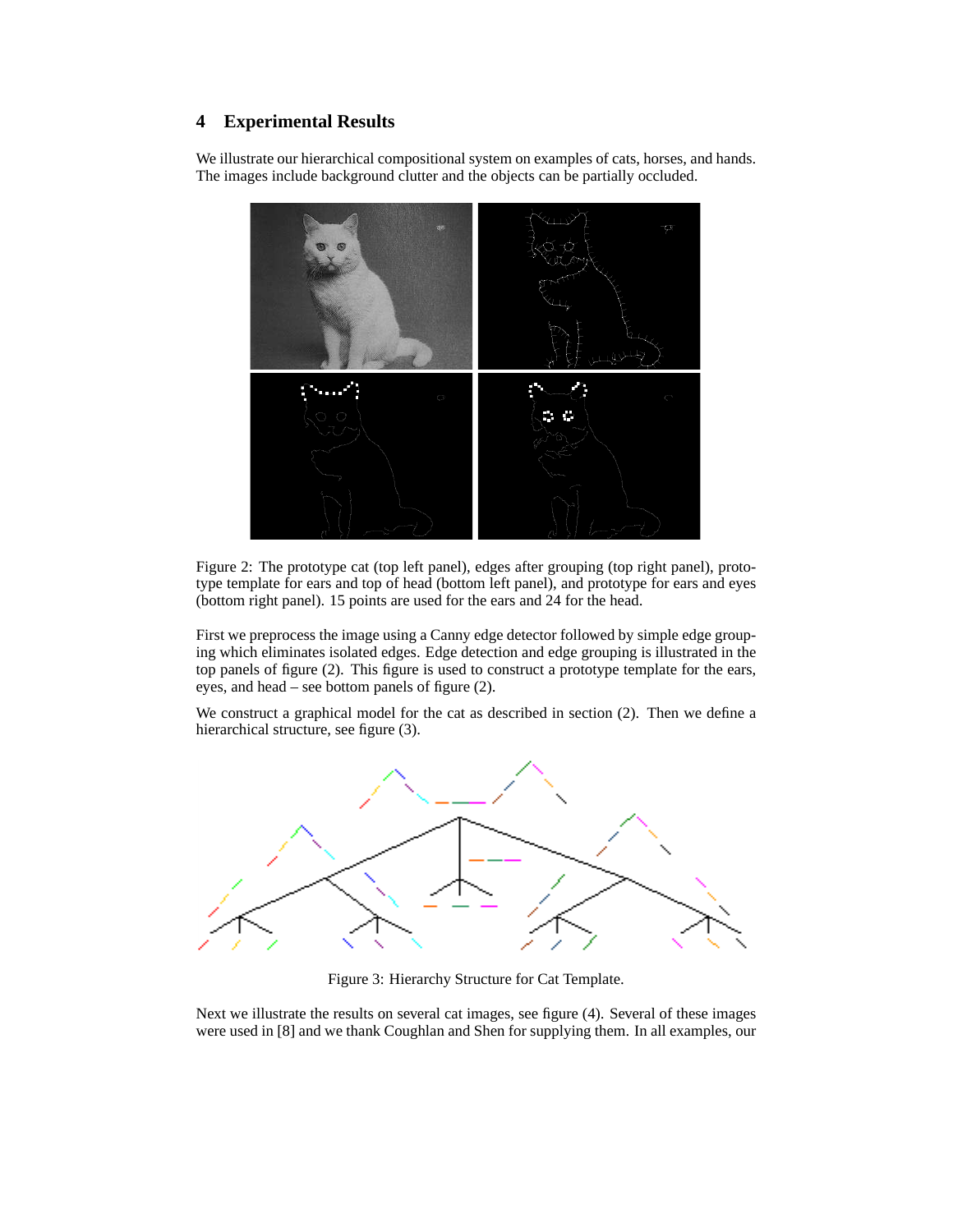## 4 Experimental Results

We illustrate our hierarchical compositional system on examples of cats, horses, and hands. The images include background clutter and the objects can be partially occluded.

Figure 2: The prototype cat (top left panel), edges after grouping (top right panel), prototype template for ears and top of head (bottom left panel), and prototype for ears and eyes (bottom right panel). 15 points are used for the ears and 24 for the head.

First we preprocess the image using a Canny edge detector followed by simple edge grouping which eliminates isolated edges. Edge detection and edge grouping is illustrated in the top panels of figure (2). This figure is used to construct a prototype template for the ears, eyes, and head – see bottom panels of figure (2).

We construct a graphical model for the cat as described in section (2). Then we define a hierarchical structure, see figure (3).

Figure 3: Hierarchy Structure for Cat Template.

Next we illustrate the results on several cat images, see figure (4). Several of these images were used in [8] and we thank Coughlan and Shen for supplying them. In all examples, our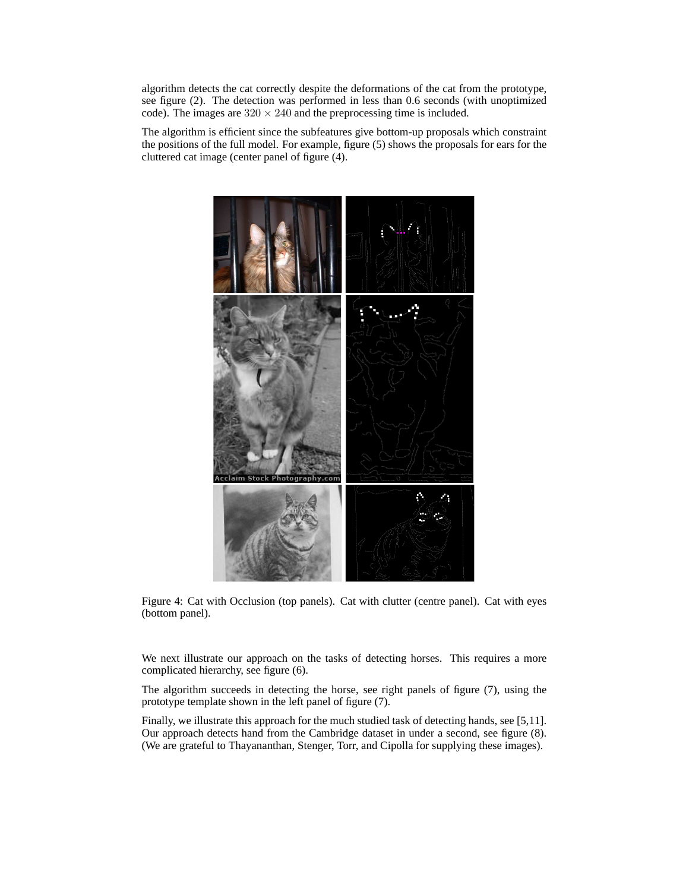algorithm detects the cat correctly despite the deformations of the cat from the prototype, see figure (2). The detection was performed in less than 0.6 seconds (with unoptimized code). The images are $320 \times 240$ and the preprocessing time is included.

The algorithm is efficient since the subfeatures give bottom-up proposals which constraint the positions of the full model. For example, figure (5) shows the proposals for ears for the cluttered cat image (center panel of figure (4).

Figure 4: Cat with Occlusion (top panels). Cat with clutter (centre panel). Cat with eyes (bottom panel).

We next illustrate our approach on the tasks of detecting horses. This requires a more complicated hierarchy, see figure (6).

The algorithm succeeds in detecting the horse, see right panels of figure (7), using the prototype template shown in the left panel of figure (7).

Finally, we illustrate this approach for the much studied task of detecting hands, see [5,11]. Our approach detects hand from the Cambridge dataset in under a second, see figure (8). (We are grateful to Thayananthan, Stenger, Torr, and Cipolla for supplying these images).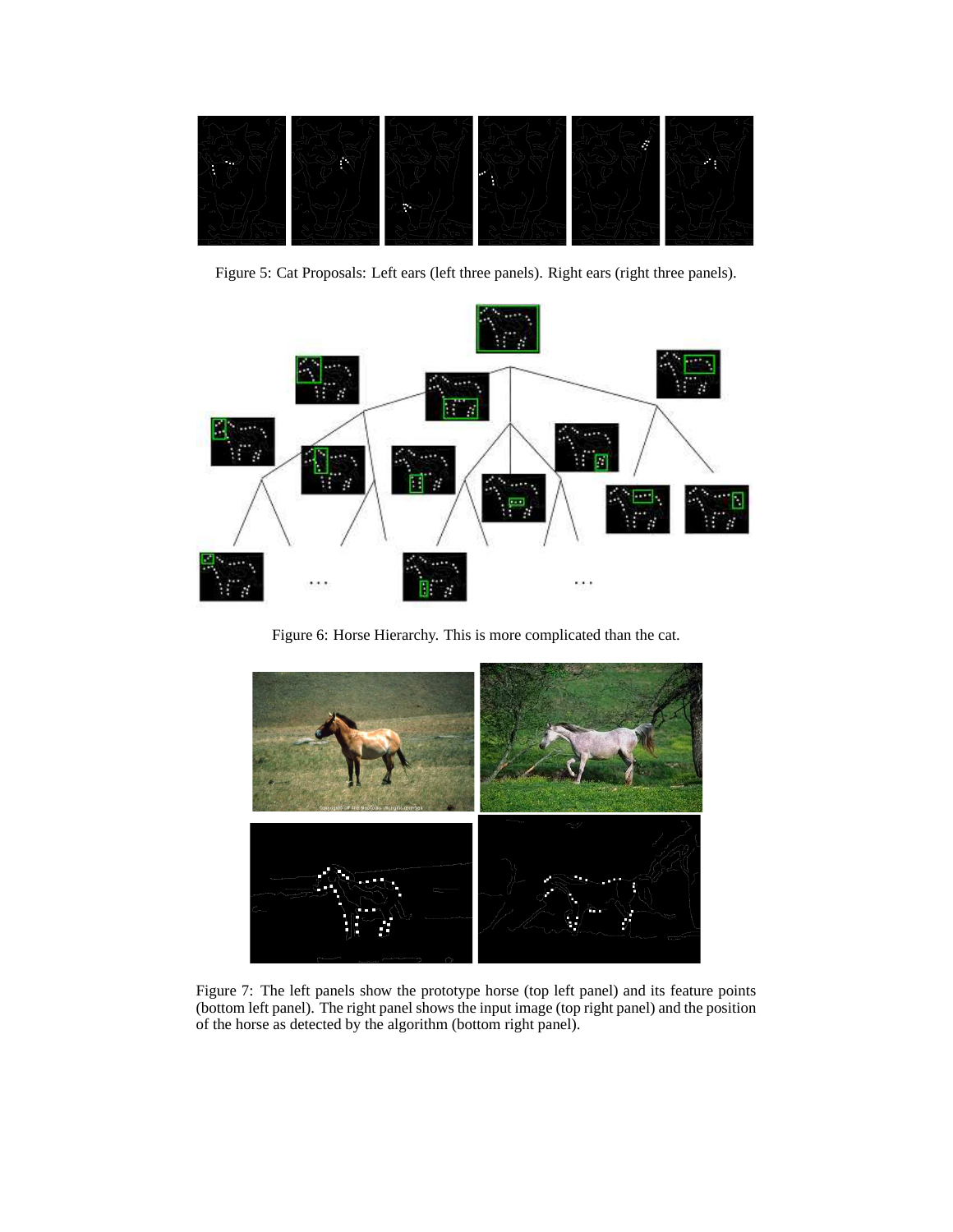Figure 5: Cat Proposals: Left ears (left three panels). Right ears (right three panels).

Figure 6: Horse Hierarchy. This is more complicated than the cat.

Figure 7: The left panels show the prototype horse (top left panel) and its feature points (bottom left panel). The right panel shows the input image (top right panel) and the position of the horse as detected by the algorithm (bottom right panel).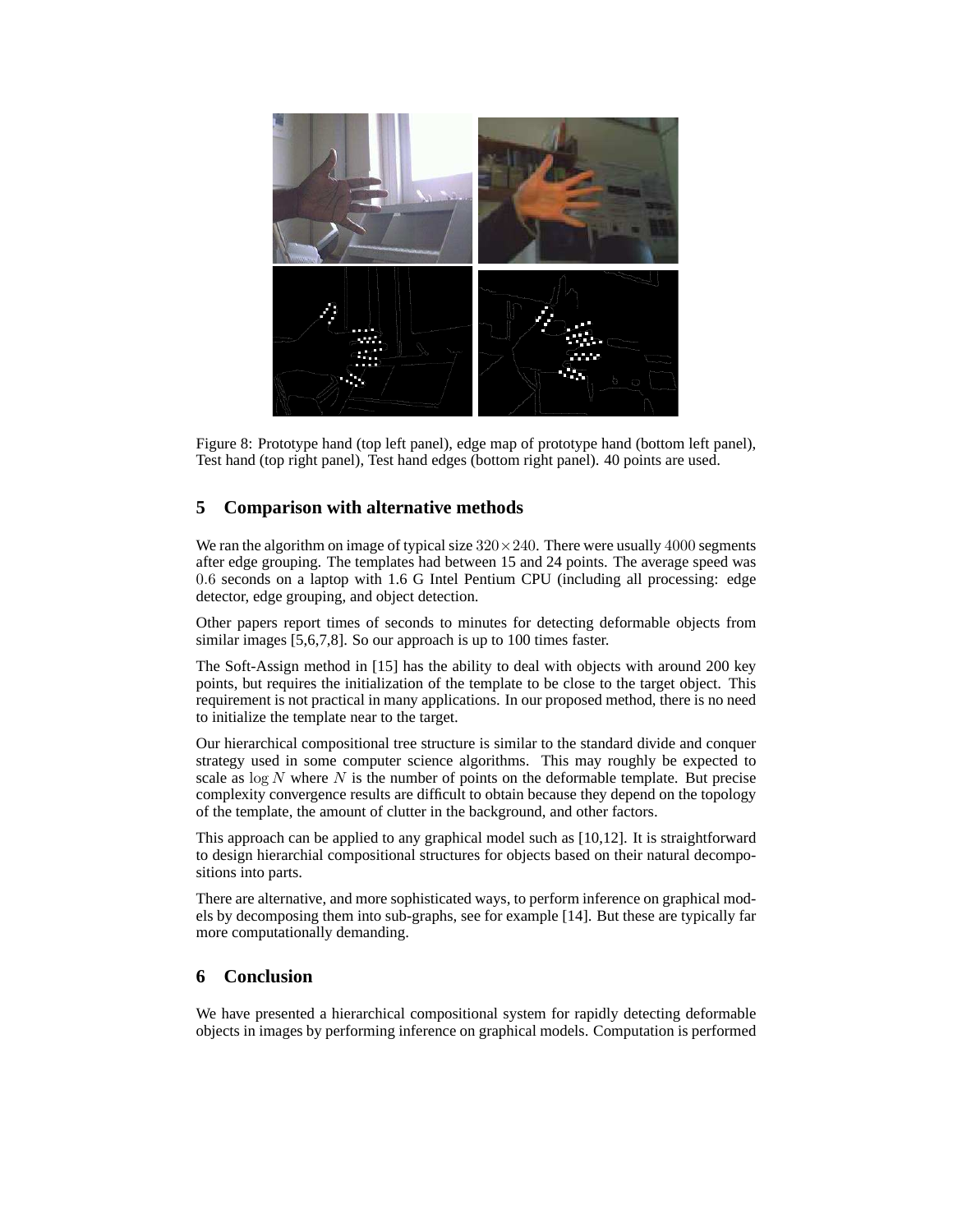Figure 8: Prototype hand (top left panel), edge map of prototype hand (bottom left panel), Test hand (top right panel), Test hand edges (bottom right panel). 40 points are used.

## 5 Comparison with alternative methods

We ran the algorithm on image of typical size $320 \times 240$. There were usually $4000$ segments after edge grouping. The templates had between 15 and 24 points. The average speed was $0.6$ seconds on a laptop with 1.6 G Intel Pentium CPU (including all processing: edge detector, edge grouping, and object detection.

Other papers report times of seconds to minutes for detecting deformable objects from similar images [5,6,7,8]. So our approach is up to 100 times faster.

The Soft-Assign method in [15] has the ability to deal with objects with around 200 key points, but requires the initialization of the template to be close to the target object. This requirement is not practical in many applications. In our proposed method, there is no need to initialize the template near to the target.

Our hierarchical compositional tree structure is similar to the standard divide and conquer strategy used in some computer science algorithms. This may roughly be expected to scale as $\log N$ where $N$ is the number of points on the deformable template. But precise complexity convergence results are difficult to obtain because they depend on the topology of the template, the amount of clutter in the background, and other factors.

This approach can be applied to any graphical model such as [10,12]. It is straightforward to design hierarchial compositional structures for objects based on their natural decompositions into parts.

There are alternative, and more sophisticated ways, to perform inference on graphical models by decomposing them into sub-graphs, see for example [14]. But these are typically far more computationally demanding.

## 6 Conclusion

We have presented a hierarchical compositional system for rapidly detecting deformable objects in images by performing inference on graphical models. Computation is performed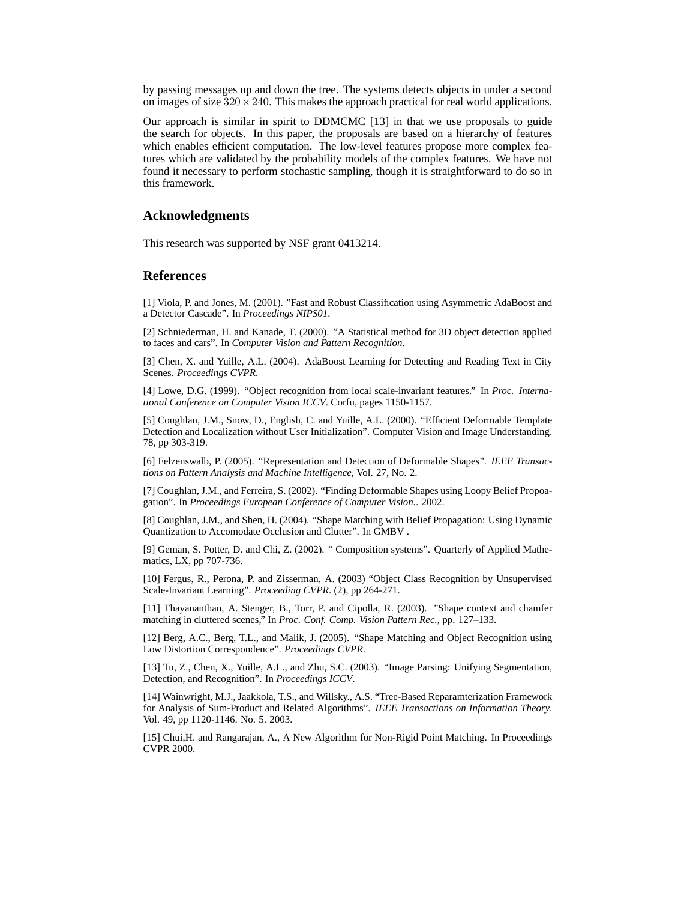by passing messages up and down the tree. The systems detects objects in under a second on images of size $320 \times 240$. This makes the approach practical for real world applications.

Our approach is similar in spirit to DDMCMC [13] in that we use proposals to guide the search for objects. In this paper, the proposals are based on a hierarchy of features which enables efficient computation. The low-level features propose more complex features which are validated by the probability models of the complex features. We have not found it necessary to perform stochastic sampling, though it is straightforward to do so in this framework.

## Acknowledgments

This research was supported by NSF grant 0413214.

## References

[1] Viola, P. and Jones, M. (2001). "Fast and Robust Classification using Asymmetric AdaBoost and a Detector Cascade". In *Proceedings NIPS01*.

[2] Schniederman, H. and Kanade, T. (2000). "A Statistical method for 3D object detection applied to faces and cars". In *Computer Vision and Pattern Recognition*.

[3] Chen, X. and Yuille, A.L. (2004). AdaBoost Learning for Detecting and Reading Text in City Scenes. *Proceedings CVPR*.

[4] Lowe, D.G. (1999). "Object recognition from local scale-invariant features." In *Proc. International Conference on Computer Vision ICCV*. Corfu, pages 1150-1157.

[5] Coughlan, J.M., Snow, D., English, C. and Yuille, A.L. (2000). "Efficient Deformable Template Detection and Localization without User Initialization". Computer Vision and Image Understanding. 78, pp 303-319.

[6] Felzenswalb, P. (2005). "Representation and Detection of Deformable Shapes". *IEEE Transactions on Pattern Analysis and Machine Intelligence*, Vol. 27, No. 2.

[7] Coughlan, J.M., and Ferreira, S. (2002). "Finding Deformable Shapes using Loopy Belief Propoagation". In *Proceedings European Conference of Computer Vision.*. 2002.

[8] Coughlan, J.M., and Shen, H. (2004). "Shape Matching with Belief Propagation: Using Dynamic Quantization to Accomodate Occlusion and Clutter". In GMBV .

[9] Geman, S. Potter, D. and Chi, Z. (2002). " Composition systems". Quarterly of Applied Mathematics, LX, pp 707-736.

[10] Fergus, R., Perona, P. and Zisserman, A. (2003) "Object Class Recognition by Unsupervised Scale-Invariant Learning". *Proceeding CVPR*. (2), pp 264-271.

[11] Thayananthan, A. Stenger, B., Torr, P. and Cipolla, R. (2003). "Shape context and chamfer matching in cluttered scenes," In *Proc. Conf. Comp. Vision Pattern Rec.*, pp. 127–133.

[12] Berg, A.C., Berg, T.L., and Malik, J. (2005). "Shape Matching and Object Recognition using Low Distortion Correspondence". *Proceedings CVPR*.

[13] Tu, Z., Chen, X., Yuille, A.L., and Zhu, S.C. (2003). "Image Parsing: Unifying Segmentation, Detection, and Recognition". In *Proceedings ICCV*.

[14] Wainwright, M.J., Jaakkola, T.S., and Willsky., A.S. "Tree-Based Reparamterization Framework for Analysis of Sum-Product and Related Algorithms". *IEEE Transactions on Information Theory*. Vol. 49, pp 1120-1146. No. 5. 2003.

[15] Chui,H. and Rangarajan, A., A New Algorithm for Non-Rigid Point Matching. In Proceedings CVPR 2000.